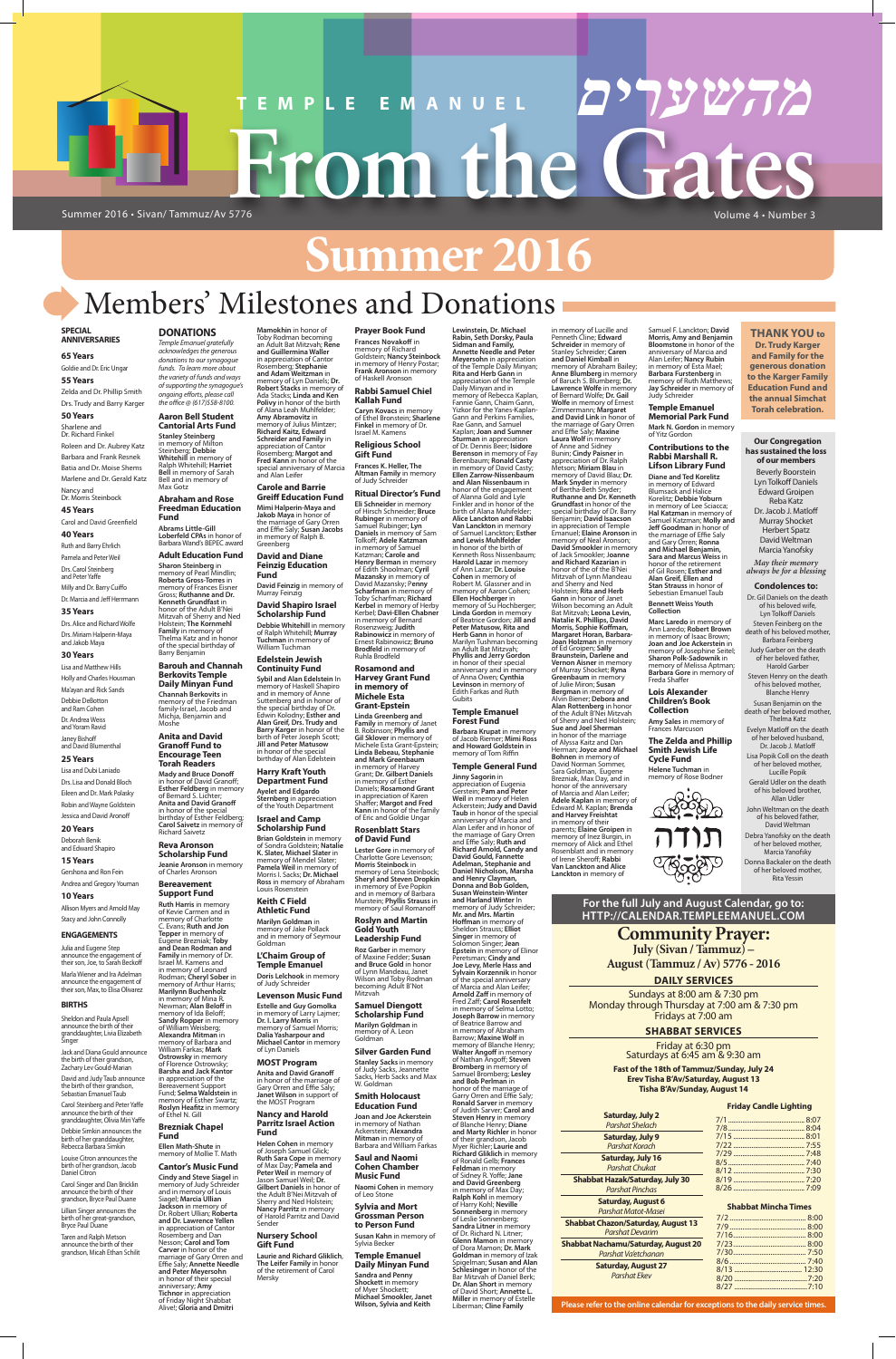# TEMPLE EMANUEL מהשערים From the Gates

Summer 2016 • Sivan/ Tammuz/Av 5776

Volume 4 • Number 3

# Summer 2016

## Members' Milestones and Donations

### SPECIAL ANNIVERSARIES

**65 Years**

Goldie and Dr. Eric Ungar

**55 Years**

Zelda and Dr. Phillip Smith

Drs. Trudy and Barry Karger

**50 Years**

Sharlene and Dr. Richard Finkel

Roleen and Dr. Aubrey Katz

Barbara and Frank Resnek

Batia and Dr. Moise Shems

Marlene and Dr. Gerald Katz

Nancy and Dr. Morris Steinbock

**45 Years**

Carol and David Greenfield

**40 Years**

Ruth and Barry Ehrlich

Pamela and Peter Weil

Drs. Carol Steinberg and Peter Yaffe

Milly and Dr. Barry Cuiffo

Dr. Marcia and Jeff Herrmann

**35 Years**

Drs. Alice and Richard Wolfe

Drs. Miriam Halperin-Maya and Jakob Maya

**30 Years**

Lisa and Matthew Hills

Holly and Charles Housman

Ma'ayan and Rick Sands

Debbie DeBotton and Ram Cohen

Dr. Andrea Weiss and Yoram Ravid

Janey Bishoff and David Blumenthal

**25 Years**

Lisa and Dubi Laniado

Drs. Lisa and Donald Bloch

Eileen and Dr. Mark Polasky

Robin and Wayne Goldstein

Jessica and David Aronoff

**20 Years**

Deborah Benik and Edward Shapiro

**15 Years**

Gershona and Ron Fein

Andrea and Gregory Youman

**10 Years**

Allison Myers and Arnold May

Stacy and John Connolly

### ENGAGEMENTS

Julia and Eugene Step announce the engagement of their son, Joe, to Sarah Beckoff

Marla Wiener and Ira Adelman announce the engagement of their son, Max, to Elisa Olivarez

### BIRTHS

Sheldon and Paula Apsell announce the birth of their granddaughter, Livia Elizabeth Singer

Jack and Diana Gould announce the birth of their grandson, Zachary Lev Gould-Marian

David and Judy Taub announce the birth of their grandson, Sebastian Emanuel Taub

Carol Steinberg and Peter Yaffe announce the birth of their granddaughter, Olivia Min Yaffe

Debbie Simkin announces the birth of her granddaughter, Rebecca Barbara Simkin

Louise Citron announces the birth of her grandson, Jacob Daniel Citron

Carol Singer and Dan Bricklin announce the birth of their grandson, Bryce Paul Duane

Lillian Singer announces the birth of her great-grandson, Bryce Paul Duane

Taren and Ralph Metson announce the birth of their grandson, Micah Ethan Schildt

### DONATIONS

*Temple Emanuel gratefully acknowledges the generous donations to our synagogue funds. To learn more about the variety of funds and ways of supporting the synagogue's ongoing efforts, please call the office @ (617)558-8100.*

#### Aaron Bell Student Cantorial Arts Fund

**Stanley Steinberg** in memory of Milton Steinberg; **Debbie Whitehill** in memory of Ralph Whitehill; **Harriet Bell** in memory of Sarah Bell and in memory of Max Gotz

#### Abraham and Rose Freedman Education Fund

**Abrams Little-Gill Loberfeld CPAs** in honor of Barbara Wand's BEPEC award

#### Adult Education Fund

**Sharon Steinberg** in memory of Pearl Mindlin; **Roberta Gross-Torres** in memory of Frances Eisner Gross; **Ruthanne and Dr. Kenneth Grundfast** in honor of the Adult B'Nei Mitzvah of Sherry and Ned Holstein; **The Kornmehl Family** in memory of Thelma Katz and in honor of the special birthday of Barry Benjamin

#### Barouh and Channah Berkovits Temple Daily Minyan Fund

**Channah Berkovits** in memory of the Friedman family-Israel, Jacob and Michja, Benjamin and Moshe

#### Anita and David Granoff Fund to Encourage Teen Torah Readers

**Mady and Bruce Donoff** in honor of David Granoff; **Esther Feldberg** in memory of Bernard S. Lichter; **Anita and David Granoff** in honor of the special birthday of Esther Feldberg; **Carol Saivetz** in memory of Richard Saivetz

#### Reva Aronson Scholarship Fund

**Jeanie Aronson** in memory of Charles Aronson

#### Bereavement Support Fund

**Ruth Harris** in memory of Kevie Carmen and in memory of Charlotte C. Evans; **Ruth and Jon Tepper** in memory of Eugene Brezniak; **Toby and Dean Rodman and Family** in memory of Dr. Israel M. Kamens and in memory of Leonard Rodman; **Cheryl Sober** in memory of Arthur Harris; **Marilynn Buchenholz** in memory of Mina R. Newman; **Alan Beloff** in memory of Ida Beloff; **Sandy Kopper** in memory of William Weisberg; **Alexandra Mitman** in memory of Barbara and William Farkas; **Mark Ostrowsky** in memory of Florence Ostrowsky; **Barsha and Jack Kantor** in appreciation of the Bereavement Support Fund; **Selma Waldstein** in memory of Esther Swartz; **Roslyn Heafitz** in memory of Ethel N. Gill

#### Brezniak Chapel Fund

**Ellen Math-Shute** in memory of Mollie T. Math

#### Cantor's Music Fund

**Cindy and Steve Siagel** in memory of Judy Schreider and in memory of Louis Siagel; **Marcia Ullian Jackson** in memory of Dr. Robert Ullian; **Roberta and Dr. Lawrence Yellen** in appreciation of Cantor Rosenberg and Dan Nesson; **Carol and Tom Carver** in honor of the marriage of Gary Orren and Effie Saly; **Annette Needle and Peter Meyersohn** in honor of their special anniversary; **Amy Tichnor** in appreciation of Friday Night Shabbat Alive!; **Gloria and Dmitri Mamokhin** in honor of Toby Rodman becoming an Adult Bat Mitzvah; **Rene and Guillermina Waller** in appreciation of Cantor Rosenberg; **Stephanie and Adam Weitzman** in memory of Lyn Daniels; **Dr. Robert Stacks** in memory of Ada Stacks; **Linda and Ken Polivy** in honor of the birth of Alana Leah Muhlfelder; **Amy Abramovitz** in memory of Julius Mintzer; **Richard Kaitz, Edward Schreider and Family** in appreciation of Cantor Rosenberg; **Margot and Fred Kann** in honor of the special anniversary of Marcia and Alan Leifer

#### Carole and Barrie Greiff Education Fund

**Mimi Halperin-Maya and Jakob Maya** in honor of the marriage of Gary Orren and Effie Saly; **Susan Jacobs** in memory of Ralph B. Greenberg

#### David and Diane Feinzig Education Fund

**David Feinzig** in memory of Murray Feinzig

#### David Shapiro Israel Scholarship Fund

**Debbie Whitehill** in memory of Ralph Whitehill; **Murray Tuchman** in memory of William Tuchman

#### Edelstein Jewish Continuity Fund

**Sybil and Alan Edelstein** in memory of Haskell Shapiro and in memory of Anne Suttenberg and in honor of the special birthday of Dr. Edwin Kolodny; **Esther and Alan Greif, Drs. Trudy and Barry Karger** in honor of the birth of Peter Joseph Scott; **Jill and Peter Matusow** in honor of the special birthday of Alan Edelstein

#### Harry Kraft Youth Department Fund

**Ayelet and Edgardo Sternberg** in appreciation of the Youth Department

#### Israel and Camp Scholarship Fund

**Brian Goldstein** in memory of Sondra Goldstein; **Natalie K. Slater, Michael Slater** in memory of Mendel Slater; **Pamela Weil** in memory of Morris I. Sacks; **Dr. Michael Ross** in memory of Abraham Louis Rosenstein

#### Keith C Field Athletic Fund

**Marilyn Goldman** in memory of Jake Pollack and in memory of Seymour Goldman

#### L'Chaim Group of Temple Emanuel

**Doris Leibchook** in memory of Judy Schreider

#### Levenson Music Fund

**Estelle and Guy Gomolka** in memory of Larry Lajmer; **Dr. I. Larry Morris** in memory of Samuel Morris; **Dalia Vasharpour and Michael Cantor** in memory of Lyn Daniels

#### MOST Program

**Anita and David Granoff** in honor of the marriage of Gary Orren and Effie Saly; **Janet Wilson** in support of the MOST Program

#### Nancy and Harold Parritz Israel Action Fund

**Helen Cohen** in memory of Joseph Samuel Glick; **Ruth Sara Cope** in memory of Max Day; **Pamela and Peter Weil** in memory of Jason Samuel Weil; **Dr. Gilbert Daniels** in honor of the Adult B'Nei Mitzvah of Sherry and Ned Holstein; **Nancy Parritz** in memory of Harold Parritz and David Sender

#### Nursery School Gift Fund

**Laurie and Richard Gliklich, The Leifer Family** in honor of the retirement of Carol Mersky

#### Prayer Book Fund

**Frances Novakoff** in memory of Richard Goldstein; **Nancy Steinbock** in memory of Henry Postar; **Frank Aronson** in memory of Haskell Aronson

#### Rabbi Samuel Chiel Kallah Fund

**Caryn Kovacs** in memory of Ethel Bronstein; **Sharlene Finkel** in memory of Dr. Israel M. Kamens

#### Religious School Gift Fund

**Frances K. Heller, The Altman Family** in memory of Judy Schreider

#### Ritual Director's Fund

**Eli Schneider** in memory of Hirsch Schneider; **Bruce Rubinger** in memory of Samuel Rubinger; **Lyn Daniels** in memory of Sam Tolkoff; **Adele Katzman** in memory of Samuel Katzman; **Carole and Henry Berman** in memory of Edith Shoolman; **Cyril Mazansky** in memory of David Mazansky; **Penny Scharfman** in memory of Toby Scharfman; **Richard Kerbel** in memory of Henry Kerbel; **Davi-Ellen Chabner** in memory of Bernard Rosenzweig; **Judith Rabinowicz** in memory of Ernest Rabinowicz; **Bruno Brodfeld** in memory of Ruhla Brodfeld

#### Rosamond and Harvey Grant Fund in memory of Michele Esta Grant-Epstein

**Linda Greenberg and Family** in memory of Janet B. Robinson; **Phyllis and Gil Sklover** in memory of Michele Esta Grant-Epstein; **Linda Bebeau, Stephanie and Mark Greenbaum** in memory of Harvey Grant; **Dr. Gilbert Daniels** in memory of Claire Daniels; **Rosamond Grant** in appreciation of Karen Shaffer; **Margot and Fred Kann** in honor of the family of Eric and Goldie Ungar

#### Rosenblatt Stars of David Fund

**Lester Gore** in memory of Charlotte Gore Levenson; **Morris Steinbock** in memory of Lena Steinbock; **Sheryl and Steven Dropkin** in memory of Eve Popkin and in memory of Barbara Murstein; **Phyllis Strauss** in memory of Saul Romanoff

#### Roslyn and Martin Gold Youth Leadership Fund

**Roz Garber** in memory of Maxine Fedder; **Susan and Bruce Gold** in honor of Lynn Mandeau, Janet Wilson and Toby Rodman becoming Adult B'Not Mitzvah

#### Samuel Diengott Scholarship Fund

**Marilyn Goldman** in memory of A. Leon Goldman

#### Silver Garden Fund

**Stanley Sacks** in memory of Judy Sacks, Jeannette Sacks, Herb Sacks and Max W. Goldman

#### Smith Holocaust Education Fund

**Joan and Joe Ackerstein** in memory of Nathan Ackerstein; **Alexandra Mitman** in memory of Barbara and William Farkas

#### Saul and Naomi Cohen Chamber Music Fund

**Naomi Cohen** in memory of Leo Stone

#### Sylvia and Mort Grossman Person to Person Fund

**Susan Kahn** in memory of Sylvia Becker

#### Temple Emanuel Daily Minyan Fund

**Sandra and Penny Shockett** in memory of Myer Shockett; **Michael and Janet Wilson, Sylvia and Keith Lewinstein, Dr. Michael Rabin, Seth Dorsky, Paula Sidman and Family, Annette Needle and Peter Meyersohn** in appreciation of the Temple Daily Minyan; **Rita and Herb Gann** in appreciation of the Temple Daily Minyan and in memory of Rebecca Kaplan, Fannie Gann, Chaim Gann, Yizkor for the Yanes-Kaplan-Gann and Perkins Families, Rae Gann, and Samuel Kaplan; **Joan and Sumner Sturman** in appreciation of Dr. Dennis Beer; **Isidore Berenson** in memory of Fay Berenbaum; **Ronald Casty** in memory of David Casty; **Ellen Zarrow-Nissenbaum and Alan Nissenbaum** in honor of the engagement of Aliza Gold and Lyle Finkler and in honor of the birth of Alana Muhlfelder; **Alice Lanckton and Rabbi Van Lanckton** in memory of Samuel Lanckton; **Esther and Lewis Muhlfelder** in honor of the birth of Kenneth Ross Nissenbaum; **Harold Lazar** in memory of Ann Lazar; **Dr. Louise Cohen** in memory of Robert M. Glassner and in memory of Aaron Cohen; **Ellen Hochberger** in memory of Su Hochberger; **Linda Gordon** in memory of Beatrice Gordon; **Jill and Peter Matusow, Rita and Herb Gann** in honor of Marilyn Tushman becoming an Adult Bat Mitzvah; **Phyllis and Jerry Gordon** in honor of their special anniversary and in memory of Anna Owen; **Cynthia Levinson** in memory of Edith Farkas and Ruth Gubits

#### Temple Emanuel Forest Fund

**Barbara Krupat** in memory of Jacob Riemer; **Mimi Ross and Howard Goldstein** in memory of Tom Riffin

#### Temple General Fund

**Jinny Sagorin** in appreciation of Eugenia Gerstein; **Pam and Peter Weil** in memory of Helen Ackerstein; **Judy and David Taub** in honor of the special anniversary of Marcia and Alan Leifer and in honor of the marriage of Gary Orren and Effie Saly; **Ruth and Richard Arnold, Candy and David Gould, Fannette Adelman, Stephanie and Daniel Nicholson, Marsha and Henry Clayman, Donna and Bob Golden, Susan Weinstein-Winter and Harland Winter** in memory of Judy Schreider; **Mr. and Mrs. Martin Hoffman** in memory of Sheldon Strauss; **Elliot Singer** in memory of Solomon Singer; **Jean Epstein** in memory of Elinor Peretsman; **Cindy and Joe Levy, Merle Hass and Sylvain Korzennik** in honor of the special anniversary of Marcia and Alan Leifer; **Arnold Zaff** in memory of Fred Zaff; **Carol Rosenfelt** in memory of Selma Lotto; **Joseph Barrow** in memory of Beatrice Barrow and in memory of Abraham Barrow; **Maxine Wolf** in memory of Blanche Henry; **Walter Angoff** in memory of Nathan Angoff; **Steven Bromberg** in memory of Samuel Bromberg; **Lesley and Bob Preiman** in honor of the marriage of Gary Orren and Effie Saly; **Ronald Sarver** in memory of Judith Sarver; **Carol and Steven Henry** in memory of Blanche Henry; **Diane and Marty Richler** in honor of their grandson, Jacob Myer Richler; **Laurie and Richard Gliklich** in memory of Ronald Gelb; **Frances Feldman** in memory of Sidney R. Yaffe; **Jane and David Greenberg** in memory of Max Day; **Ralph Kohl** in memory of Harry Kohl; **Neville Sonnenberg** in memory of Leslie Sonnenberg; **Sandra Litner** in memory of Dr. Richard N. Litner; **Glenn Yaffee** in memory of Dora Manson; **Dr. Mark Goldman** in memory of Izak Spigelman; **Susan and Alan Schlesinger** in honor of the Bar Mitzvah of Daniel Berk; **Dr. Alan Short** in memory of David Short; **Annette L. Miller** in memory of Estelle Liberman; **Cline Family** in memory of Lucille and Penneth Cline; **Edward Schreider** in memory of Stanley Schreider; **Caren and Daniel Kimball** in memory of Abraham Bailey; **Anne Blumberg** in memory of Baruch S. Blumberg; **Dr. Lawrence Wolfe** in memory of Bernard Wolfe; **Dr. Gail Wolfe** in memory of Ernest Zimmermann; **Margaret and David Link** in honor of the marriage of Gary Orren and Effie Saly; **Maxine Wolf** in memory of Anne and Sidney Bunin; **Cindy Paisner** in appreciation of Dr. Ralph Metson; **Miriam Blau** in memory of David Blau; **Dr. Mark Snyder** in memory of Bertha-Beth Snyder; **Ruthanne and Dr. Kenneth Grundfast** in honor of the special birthday of Dr. Barry Benjamin; **David Isaacson** in appreciation of Temple Emanuel; **Elaine Aronson** in memory of Neal Aronson; **David Smookler** in memory of Jack Smookler; **Joanne and Richard Kazarian** in honor of the B'Nei Mitzvah of Lynn Mandeau and Sherry and Ned Holstein; **Rita and Herb Gann** in honor of Janet Wilson becoming an Adult Bat Mitzvah; **Leona Levin, Natalie K. Phillips, David Morris, Sophie Koffman, Margaret Horan, Barbara-Joan Holzman** in memory of Ed Groipen; **Sally Braunstein, Darlene and Vernon Aisner** in memory of Murray Stocker; **Ryna Greenbaum** in memory of Julie Miron; **Susan Bergman** in memory of Alvin Biener; **Debora and Alan Rottenberg** in honor of the Adult B'Nei Mitzvah of Sherry and Ned Holstein; **Sue and Joel Sherman** in honor of the marriage of Alyssa Kaitz and Dan Herman; **Joyce and Michael Bohnen** in memory of David Norman Sommer, Sara Goldman, Eugene Brezniak, Max Day, and in honor of the anniversary of Marcia and Alan Leifer; **Adele Kaplan** in memory of Edward M. Kaplan; **Brenda and Harvey Freishtat** in memory of their parents; **Elaine Groipen** in memory of Inez Burgin, in memory of Alick and Ethel Rosenblatt and in memory of Irene Sheroff; **Rabbi Van Lanckton and Alice Lanckton** in memory of Samuel F. Lanckton; **David Morris, Amy and Benjamin Bloomstone** in honor of the anniversary of Marcia and Alan Leifer; **Nancy Rubin** in memory of Esta Mael; **Barbara Furstenberg** in memory of Ruth Mathews; **Jay Schreider** in memory of Judy Schreider

#### Temple Emanuel Memorial Park Fund

**Mark N. Gordon** in memory of Yitz Gordon

#### Contributions to the Rabbi Marshall R. Lifson Library Fund

**Diane and Ted Korelitz** in memory of Edward Blumsack and Halice Korelitz; **Debbie Yoburn** in memory of Lee Sciacca; **Hal Katzman** in memory of Samuel Katzman; **Molly and Jeff Goodman** in honor of the marriage of Effie Saly and Gary Orren; **Ronna and Michael Benjamin, Sara and Marcus Weiss** in honor of the retirement of Gil Rosen; **Esther and Alan Greif, Ellen and Stan Strauss** in honor of Sebastian Emanuel Taub

#### Bennett Weiss Youth Collection

**Marc Laredo** in memory of Ann Laredo; **Robert Brown** in memory of Isaac Brown; **Joan and Joe Ackerstein** in memory of Josephine Seitel; **Sharon Polk-Sadownik** in memory of Melissa Aptman; **Barbara Gore** in memory of Freda Shaffer

#### Lois Alexander Children's Book Collection

**Amy Sales** in memory of Frances Marcuson

#### The Zelda and Phillip Smith Jewish Life Cycle Fund

**Helene Tuchman** in memory of Rose Bodner

תודה

**THANK YOU to Dr. Trudy Karger and Family for the generous donation to the Karger Family Education Fund and the annual Simchat Torah celebration.**

**Our Congregation has sustained the loss of our members**

Beverly Boorstein

Lyn Tolkoff Daniels

Edward Groipen

Reba Katz

Dr. Jacob J. Matloff

Murray Stocker

Herbert Spatz

David Weltman

Marcia Yanofsky

*May their memory always be for a blessing*

**Condolences to:**

Dr. Gil Daniels on the death of his beloved wife, Lyn Tolkoff Daniels

Steven Feinberg on the death of his beloved mother, Barbara Feinberg

Judy Garber on the death of her beloved father, Harold Garber

Steven Henry on the death of his beloved mother, Blanche Henry

Susan Benjamin on the death of her beloved mother, Thelma Katz

Evelyn Matloff on the death of her beloved husband, Dr. Jacob J. Matloff

Lisa Popik Coll on the death of her beloved mother, Lucille Popik

Gerald Udler on the death of his beloved brother, Allan Udler

John Weltman on the death of his beloved father, David Weltman

Debra Yanofsky on the death of her beloved mother, Marcia Yanofsky

Donna Backaler on the death of her beloved mother, Rita Yessin

**For the full July and August Calendar, go to: HTTP://CALENDAR.TEMPLEEMANUEL.COM**

## Community Prayer:

**July (Sivan / Tammuz) – August (Tammuz / Av) 5776 - 2016**

### DAILY SERVICES

Sundays at 8:00 am & 7:30 pm
Monday through Thursday at 7:00 am & 7:30 pm
Fridays at 7:00 am

### SHABBAT SERVICES

Friday at 6:30 pm
Saturdays at 6:45 am & 9:30 am

**Fast of the 18th of Tammuz/Sunday, July 24**
**Erev Tisha B'Av/Saturday, August 13**
**Tisha B'Av/Sunday, August 14**

| Shabbat | Parasha |
|---|---|
| Saturday, July 2 | *Parshat Shelach* |
| Saturday, July 9 | *Parshat Korach* |
| Saturday, July 16 | *Parshat Chukat* |
| Shabbat Hazak/Saturday, July 30 | *Parshat Pinchas* |
| Saturday, August 6 | *Parshat Matot-Masei* |
| Shabbat Chazon/Saturday, August 13 | *Parshat Devarim* |
| Shabbat Nachamu/Saturday, August 20 | *Parshat Va'etchanan* |
| Saturday, August 27 | *Parshat Ekev* |

**Friday Candle Lighting**

| Date | Time |
|---|---|
| 7/1 | 8:07 |
| 7/8 | 8:04 |
| 7/15 | 8:01 |
| 7/22 | 7:55 |
| 7/29 | 7:48 |
| 8/5 | 7:40 |
| 8/12 | 7:30 |
| 8/19 | 7:20 |
| 8/26 | 7:09 |

**Shabbat Mincha Times**

| Date | Time |
|---|---|
| 7/2 | 8:00 |
| 7/9 | 8:00 |
| 7/16 | 8:00 |
| 7/23 | 8:00 |
| 7/30 | 7:50 |
| 8/6 | 7:40 |
| 8/13 | 12:30 |
| 8/20 | 7:20 |
| 8/27 | 7:10 |

Please refer to the online calendar for exceptions to the daily service times.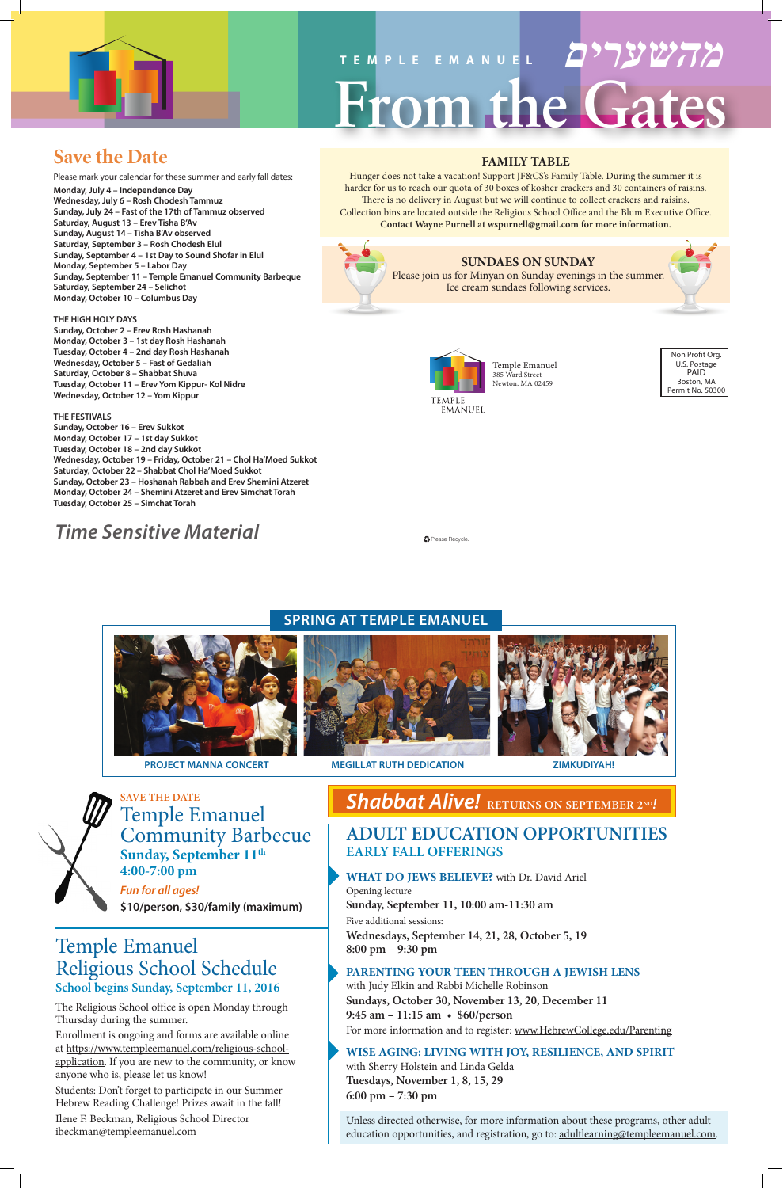TEMPLE EMANUEL מהשערים

# From the Gates

## Save the Date

Please mark your calendar for these summer and early fall dates:

**Monday, July 4 – Independence Day**
**Wednesday, July 6 – Rosh Chodesh Tammuz**
**Sunday, July 24 – Fast of the 17th of Tammuz observed**
**Saturday, August 13 – Erev Tisha B'Av**
**Sunday, August 14 – Tisha B'Av observed**
**Saturday, September 3 – Rosh Chodesh Elul**
**Sunday, September 4 – 1st Day to Sound Shofar in Elul**
**Monday, September 5 – Labor Day**
**Sunday, September 11 – Temple Emanuel Community Barbeque**
**Saturday, September 24 – Selichot**
**Monday, October 10 – Columbus Day**

THE HIGH HOLY DAYS

**Sunday, October 2 – Erev Rosh Hashanah**
**Monday, October 3 – 1st day Rosh Hashanah**
**Tuesday, October 4 – 2nd day Rosh Hashanah**
**Wednesday, October 5 – Fast of Gedaliah**
**Saturday, October 8 – Shabbat Shuva**
**Tuesday, October 11 – Erev Yom Kippur- Kol Nidre**
**Wednesday, October 12 – Yom Kippur**

THE FESTIVALS

**Sunday, October 16 – Erev Sukkot**
**Monday, October 17 – 1st day Sukkot**
**Tuesday, October 18 – 2nd day Sukkot**
**Wednesday, October 19 – Friday, October 21 – Chol Ha'Moed Sukkot**
**Saturday, October 22 – Shabbat Chol Ha'Moed Sukkot**
**Sunday, October 23 – Hoshanah Rabbah and Erev Shemini Atzeret**
**Monday, October 24 – Shemini Atzeret and Erev Simchat Torah**
**Tuesday, October 25 – Simchat Torah**

*Time Sensitive Material*

## FAMILY TABLE

Hunger does not take a vacation! Support JF&CS's Family Table. During the summer it is harder for us to reach our quota of 30 boxes of kosher crackers and 30 containers of raisins. There is no delivery in August but we will continue to collect crackers and raisins. Collection bins are located outside the Religious School Office and the Blum Executive Office. **Contact Wayne Purnell at wspurnell@gmail.com for more information.**

## SUNDAES ON SUNDAY

Please join us for Minyan on Sunday evenings in the summer. Ice cream sundaes following services.

Temple Emanuel
385 Ward Street
Newton, MA 02459

TEMPLE EMANUEL

Non Profit Org.
U.S. Postage
PAID
Boston, MA
Permit No. 50300

Please Recycle.

## SPRING AT TEMPLE EMANUEL

PROJECT MANNA CONCERT

MEGILLAT RUTH DEDICATION

ZIMKUDIYAH!

SAVE THE DATE

## Temple Emanuel Community Barbeque

**Sunday, September 11th**
**4:00-7:00 pm**

*Fun for all ages!*

**$10/person, $30/family (maximum)**

## Temple Emanuel Religious School Schedule

**School begins Sunday, September 11, 2016**

The Religious School office is open Monday through Thursday during the summer.

Enrollment is ongoing and forms are available online at https://www.templeemanuel.com/religious-school-application. If you are new to the community, or know anyone who is, please let us know!

Students: Don't forget to participate in our Summer Hebrew Reading Challenge! Prizes await in the fall!

Ilene F. Beckman, Religious School Director
ibeckman@templeemanuel.com

***Shabbat Alive!*** **RETURNS ON SEPTEMBER 2ND!**

## ADULT EDUCATION OPPORTUNITIES

### EARLY FALL OFFERINGS

**WHAT DO JEWS BELIEVE?** with Dr. David Ariel
Opening lecture
**Sunday, September 11, 10:00 am-11:30 am**
Five additional sessions:
**Wednesdays, September 14, 21, 28, October 5, 19**
**8:00 pm – 9:30 pm**

**PARENTING YOUR TEEN THROUGH A JEWISH LENS**
with Judy Elkin and Rabbi Michelle Robinson
**Sundays, October 30, November 13, 20, December 11**
**9:45 am – 11:15 am • $60/person**
For more information and to register: www.HebrewCollege.edu/Parenting

**WISE AGING: LIVING WITH JOY, RESILIENCE, AND SPIRIT**
with Sherry Holstein and Linda Gelda
**Tuesdays, November 1, 8, 15, 29**
**6:00 pm – 7:30 pm**

Unless directed otherwise, for more information about these programs, other adult education opportunities, and registration, go to: adultlearning@templeemanuel.com.